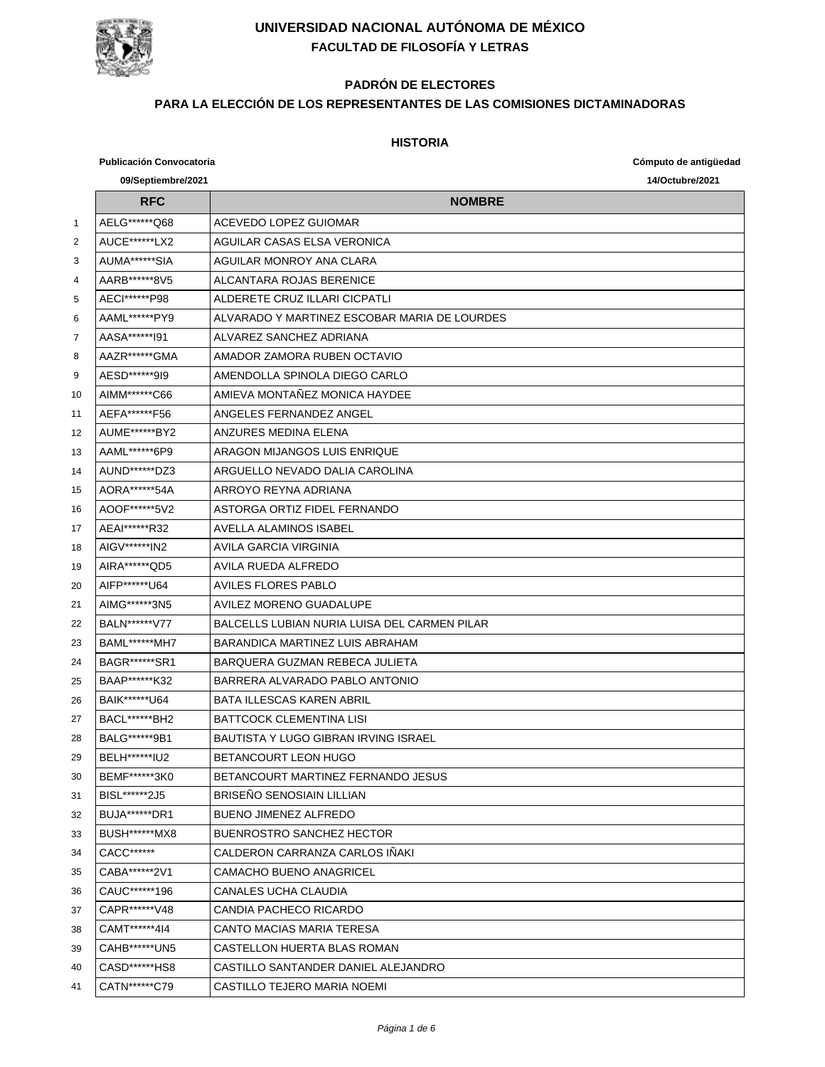# UNIVERSIDAD NACIONAL AUTÓNOMA DE MÉXICO

## FACULTAD DE FILOSOFÍA Y LETRAS

### PADRÓN DE ELECTORES

### PARA LA ELECCIÓN DE LOS REPRESENTANTES DE LAS COMISIONES DICTAMINADORAS

#### HISTORIA

**Publicación Convocatoria** **09/Septiembre/2021**

**Cómputo de antigüedad** **14/Octubre/2021**

| | RFC | NOMBRE |
|---|---|---|
| 1 | AELG******Q68 | ACEVEDO LOPEZ GUIOMAR |
| 2 | AUCE******LX2 | AGUILAR CASAS ELSA VERONICA |
| 3 | AUMA******SIA | AGUILAR MONROY ANA CLARA |
| 4 | AARB******8V5 | ALCANTARA ROJAS BERENICE |
| 5 | AECI******P98 | ALDERETE CRUZ ILLARI CICPATLI |
| 6 | AAML******PY9 | ALVARADO Y MARTINEZ ESCOBAR MARIA DE LOURDES |
| 7 | AASA******I91 | ALVAREZ SANCHEZ ADRIANA |
| 8 | AAZR******GMA | AMADOR ZAMORA RUBEN OCTAVIO |
| 9 | AESD******9I9 | AMENDOLLA SPINOLA DIEGO CARLO |
| 10 | AIMM******C66 | AMIEVA MONTAÑEZ MONICA HAYDEE |
| 11 | AEFA******F56 | ANGELES FERNANDEZ ANGEL |
| 12 | AUME******BY2 | ANZURES MEDINA ELENA |
| 13 | AAML******6P9 | ARAGON MIJANGOS LUIS ENRIQUE |
| 14 | AUND******DZ3 | ARGUELLO NEVADO DALIA CAROLINA |
| 15 | AORA******54A | ARROYO REYNA ADRIANA |
| 16 | AOOF******5V2 | ASTORGA ORTIZ FIDEL FERNANDO |
| 17 | AEAI******R32 | AVELLA ALAMINOS ISABEL |
| 18 | AIGV******IN2 | AVILA GARCIA VIRGINIA |
| 19 | AIRA******QD5 | AVILA RUEDA ALFREDO |
| 20 | AIFP******U64 | AVILES FLORES PABLO |
| 21 | AIMG******3N5 | AVILEZ MORENO GUADALUPE |
| 22 | BALN******V77 | BALCELLS LUBIAN NURIA LUISA DEL CARMEN PILAR |
| 23 | BAML******MH7 | BARANDICA MARTINEZ LUIS ABRAHAM |
| 24 | BAGR******SR1 | BARQUERA GUZMAN REBECA JULIETA |
| 25 | BAAP******K32 | BARRERA ALVARADO PABLO ANTONIO |
| 26 | BAIK******U64 | BATA ILLESCAS KAREN ABRIL |
| 27 | BACL******BH2 | BATTCOCK CLEMENTINA LISI |
| 28 | BALG******9B1 | BAUTISTA Y LUGO GIBRAN IRVING ISRAEL |
| 29 | BELH******IU2 | BETANCOURT LEON HUGO |
| 30 | BEMF******3K0 | BETANCOURT MARTINEZ FERNANDO JESUS |
| 31 | BISL******2J5 | BRISEÑO SENOSIAIN LILLIAN |
| 32 | BUJA******DR1 | BUENO JIMENEZ ALFREDO |
| 33 | BUSH******MX8 | BUENROSTRO SANCHEZ HECTOR |
| 34 | CACC****** | CALDERON CARRANZA CARLOS IÑAKI |
| 35 | CABA******2V1 | CAMACHO BUENO ANAGRICEL |
| 36 | CAUC******196 | CANALES UCHA CLAUDIA |
| 37 | CAPR******V48 | CANDIA PACHECO RICARDO |
| 38 | CAMT******4I4 | CANTO MACIAS MARIA TERESA |
| 39 | CAHB******UN5 | CASTELLON HUERTA BLAS ROMAN |
| 40 | CASD******HS8 | CASTILLO SANTANDER DANIEL ALEJANDRO |
| 41 | CATN******C79 | CASTILLO TEJERO MARIA NOEMI |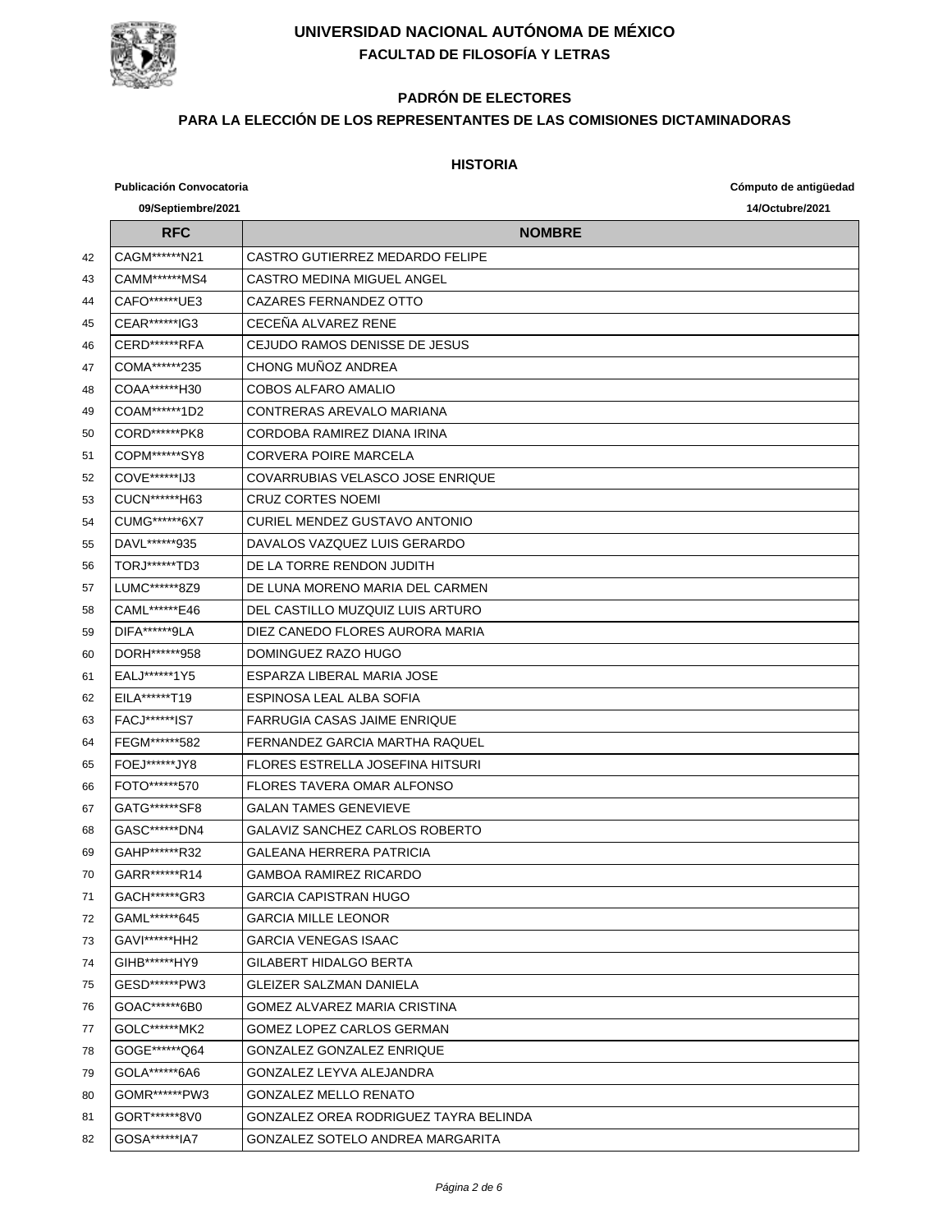# UNIVERSIDAD NACIONAL AUTÓNOMA DE MÉXICO

## FACULTAD DE FILOSOFÍA Y LETRAS

### PADRÓN DE ELECTORES

### PARA LA ELECCIÓN DE LOS REPRESENTANTES DE LAS COMISIONES DICTAMINADORAS

#### HISTORIA

**Publicación Convocatoria** **09/Septiembre/2021**

**Cómputo de antigüedad** **14/Octubre/2021**

| | RFC | NOMBRE |
|---|---|---|
| 42 | CAGM******N21 | CASTRO GUTIERREZ MEDARDO FELIPE |
| 43 | CAMM******MS4 | CASTRO MEDINA MIGUEL ANGEL |
| 44 | CAFO******UE3 | CAZARES FERNANDEZ OTTO |
| 45 | CEAR******IG3 | CECEÑA ALVAREZ RENE |
| 46 | CERD******RFA | CEJUDO RAMOS DENISSE DE JESUS |
| 47 | COMA******235 | CHONG MUÑOZ ANDREA |
| 48 | COAA******H30 | COBOS ALFARO AMALIO |
| 49 | COAM******1D2 | CONTRERAS AREVALO MARIANA |
| 50 | CORD******PK8 | CORDOBA RAMIREZ DIANA IRINA |
| 51 | COPM******SY8 | CORVERA POIRE MARCELA |
| 52 | COVE******IJ3 | COVARRUBIAS VELASCO JOSE ENRIQUE |
| 53 | CUCN******H63 | CRUZ CORTES NOEMI |
| 54 | CUMG******6X7 | CURIEL MENDEZ GUSTAVO ANTONIO |
| 55 | DAVL******935 | DAVALOS VAZQUEZ LUIS GERARDO |
| 56 | TORJ******TD3 | DE LA TORRE RENDON JUDITH |
| 57 | LUMC******8Z9 | DE LUNA MORENO MARIA DEL CARMEN |
| 58 | CAML******E46 | DEL CASTILLO MUZQUIZ LUIS ARTURO |
| 59 | DIFA******9LA | DIEZ CANEDO FLORES AURORA MARIA |
| 60 | DORH******958 | DOMINGUEZ RAZO HUGO |
| 61 | EALJ******1Y5 | ESPARZA LIBERAL MARIA JOSE |
| 62 | EILA******T19 | ESPINOSA LEAL ALBA SOFIA |
| 63 | FACJ******IS7 | FARRUGIA CASAS JAIME ENRIQUE |
| 64 | FEGM******582 | FERNANDEZ GARCIA MARTHA RAQUEL |
| 65 | FOEJ******JY8 | FLORES ESTRELLA JOSEFINA HITSURI |
| 66 | FOTO******570 | FLORES TAVERA OMAR ALFONSO |
| 67 | GATG******SF8 | GALAN TAMES GENEVIEVE |
| 68 | GASC******DN4 | GALAVIZ SANCHEZ CARLOS ROBERTO |
| 69 | GAHP******R32 | GALEANA HERRERA PATRICIA |
| 70 | GARR******R14 | GAMBOA RAMIREZ RICARDO |
| 71 | GACH******GR3 | GARCIA CAPISTRAN HUGO |
| 72 | GAML******645 | GARCIA MILLE LEONOR |
| 73 | GAVI******HH2 | GARCIA VENEGAS ISAAC |
| 74 | GIHB******HY9 | GILABERT HIDALGO BERTA |
| 75 | GESD******PW3 | GLEIZER SALZMAN DANIELA |
| 76 | GOAC******6B0 | GOMEZ ALVAREZ MARIA CRISTINA |
| 77 | GOLC******MK2 | GOMEZ LOPEZ CARLOS GERMAN |
| 78 | GOGE******Q64 | GONZALEZ GONZALEZ ENRIQUE |
| 79 | GOLA******6A6 | GONZALEZ LEYVA ALEJANDRA |
| 80 | GOMR******PW3 | GONZALEZ MELLO RENATO |
| 81 | GORT******8V0 | GONZALEZ OREA RODRIGUEZ TAYRA BELINDA |
| 82 | GOSA******IA7 | GONZALEZ SOTELO ANDREA MARGARITA |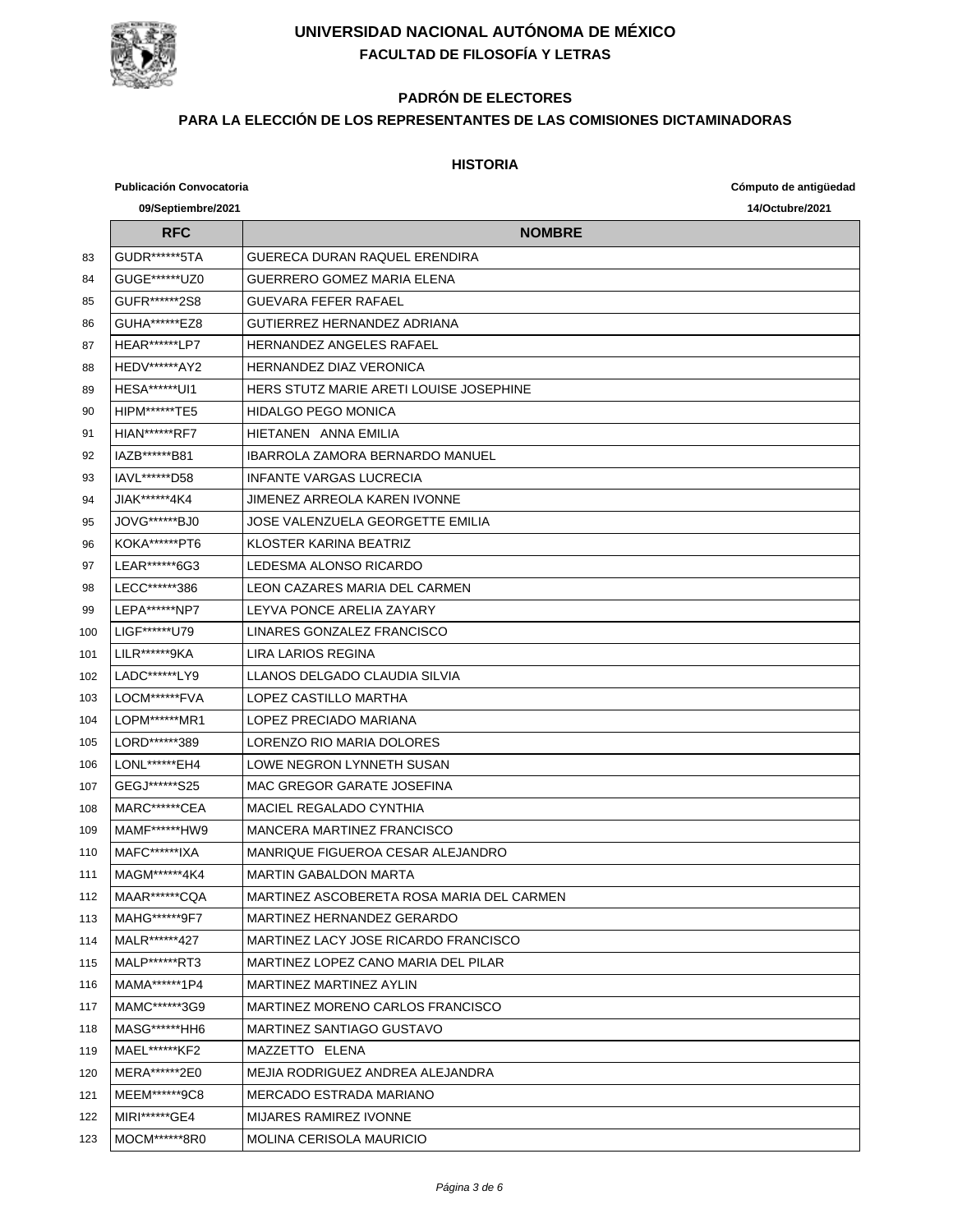# UNIVERSIDAD NACIONAL AUTÓNOMA DE MÉXICO

## FACULTAD DE FILOSOFÍA Y LETRAS

### PADRÓN DE ELECTORES

### PARA LA ELECCIÓN DE LOS REPRESENTANTES DE LAS COMISIONES DICTAMINADORAS

#### HISTORIA

**Publicación Convocatoria** **09/Septiembre/2021**

**Cómputo de antigüedad** **14/Octubre/2021**

| | RFC | NOMBRE |
|---|---|---|
| 83 | GUDR******5TA | GUERECA DURAN RAQUEL ERENDIRA |
| 84 | GUGE******UZ0 | GUERRERO GOMEZ MARIA ELENA |
| 85 | GUFR******2S8 | GUEVARA FEFER RAFAEL |
| 86 | GUHA******EZ8 | GUTIERREZ HERNANDEZ ADRIANA |
| 87 | HEAR******LP7 | HERNANDEZ ANGELES RAFAEL |
| 88 | HEDV******AY2 | HERNANDEZ DIAZ VERONICA |
| 89 | HESA******UI1 | HERS STUTZ MARIE ARETI LOUISE JOSEPHINE |
| 90 | HIPM******TE5 | HIDALGO PEGO MONICA |
| 91 | HIAN******RF7 | HIETANEN ANNA EMILIA |
| 92 | IAZB******B81 | IBARROLA ZAMORA BERNARDO MANUEL |
| 93 | IAVL******D58 | INFANTE VARGAS LUCRECIA |
| 94 | JIAK******4K4 | JIMENEZ ARREOLA KAREN IVONNE |
| 95 | JOVG******BJ0 | JOSE VALENZUELA GEORGETTE EMILIA |
| 96 | KOKA******PT6 | KLOSTER KARINA BEATRIZ |
| 97 | LEAR******6G3 | LEDESMA ALONSO RICARDO |
| 98 | LECC******386 | LEON CAZARES MARIA DEL CARMEN |
| 99 | LEPA******NP7 | LEYVA PONCE ARELIA ZAYARY |
| 100 | LIGF******U79 | LINARES GONZALEZ FRANCISCO |
| 101 | LILR******9KA | LIRA LARIOS REGINA |
| 102 | LADC******LY9 | LLANOS DELGADO CLAUDIA SILVIA |
| 103 | LOCM******FVA | LOPEZ CASTILLO MARTHA |
| 104 | LOPM******MR1 | LOPEZ PRECIADO MARIANA |
| 105 | LORD******389 | LORENZO RIO MARIA DOLORES |
| 106 | LONL******EH4 | LOWE NEGRON LYNNETH SUSAN |
| 107 | GEGJ******S25 | MAC GREGOR GARATE JOSEFINA |
| 108 | MARC******CEA | MACIEL REGALADO CYNTHIA |
| 109 | MAMF******HW9 | MANCERA MARTINEZ FRANCISCO |
| 110 | MAFC******IXA | MANRIQUE FIGUEROA CESAR ALEJANDRO |
| 111 | MAGM******4K4 | MARTIN GABALDON MARTA |
| 112 | MAAR******CQA | MARTINEZ ASCOBERETA ROSA MARIA DEL CARMEN |
| 113 | MAHG******9F7 | MARTINEZ HERNANDEZ GERARDO |
| 114 | MALR******427 | MARTINEZ LACY JOSE RICARDO FRANCISCO |
| 115 | MALP******RT3 | MARTINEZ LOPEZ CANO MARIA DEL PILAR |
| 116 | MAMA******1P4 | MARTINEZ MARTINEZ AYLIN |
| 117 | MAMC******3G9 | MARTINEZ MORENO CARLOS FRANCISCO |
| 118 | MASG******HH6 | MARTINEZ SANTIAGO GUSTAVO |
| 119 | MAEL******KF2 | MAZZETTO ELENA |
| 120 | MERA******2E0 | MEJIA RODRIGUEZ ANDREA ALEJANDRA |
| 121 | MEEM******9C8 | MERCADO ESTRADA MARIANO |
| 122 | MIRI******GE4 | MIJARES RAMIREZ IVONNE |
| 123 | MOCM******8R0 | MOLINA CERISOLA MAURICIO |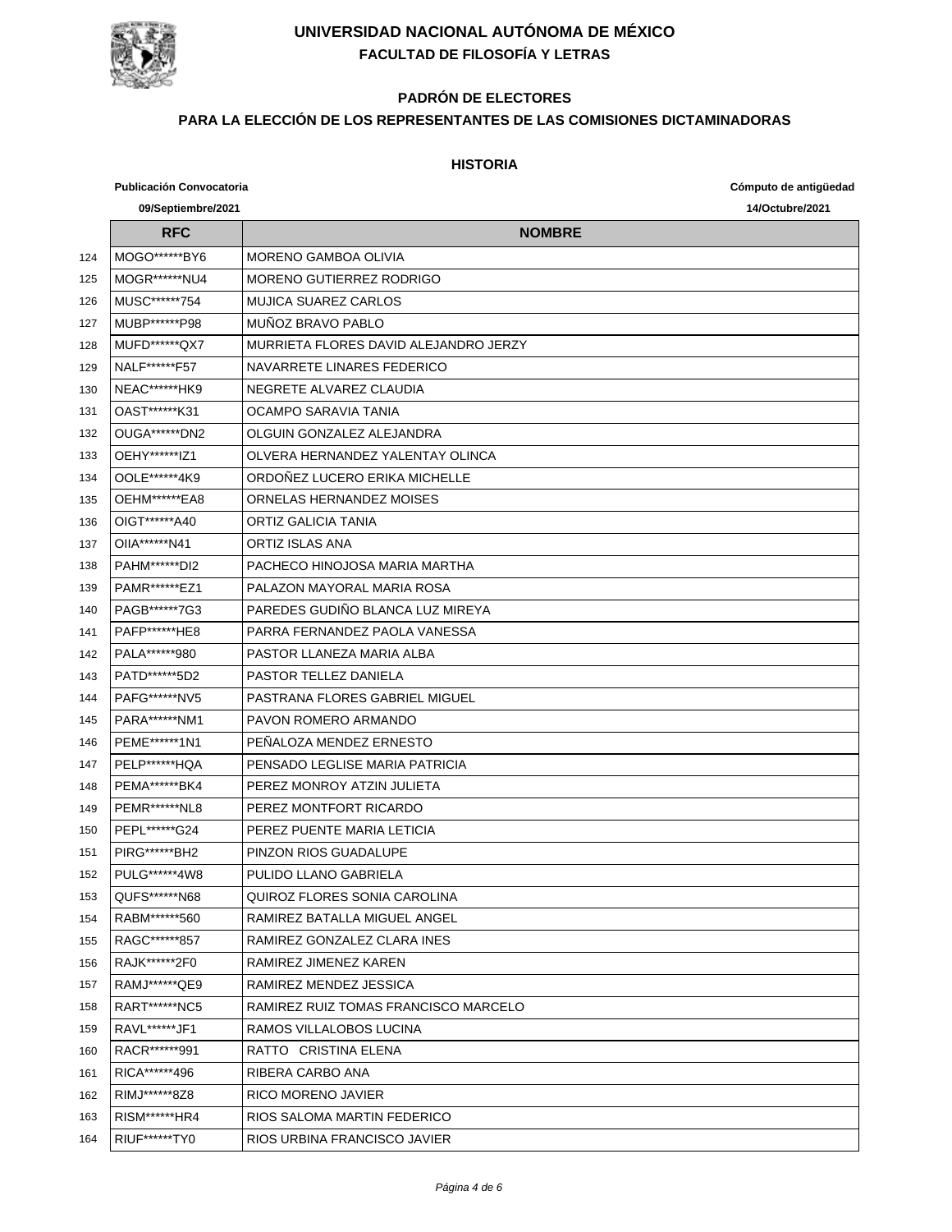# UNIVERSIDAD NACIONAL AUTÓNOMA DE MÉXICO

## FACULTAD DE FILOSOFÍA Y LETRAS

### PADRÓN DE ELECTORES

### PARA LA ELECCIÓN DE LOS REPRESENTANTES DE LAS COMISIONES DICTAMINADORAS

#### HISTORIA

**Publicación Convocatoria** — **09/Septiembre/2021**

**Cómputo de antigüedad** — **14/Octubre/2021**

| | RFC | NOMBRE |
|---|---|---|
| 124 | MOGO******BY6 | MORENO GAMBOA OLIVIA |
| 125 | MOGR******NU4 | MORENO GUTIERREZ RODRIGO |
| 126 | MUSC******754 | MUJICA SUAREZ CARLOS |
| 127 | MUBP******P98 | MUÑOZ BRAVO PABLO |
| 128 | MUFD******QX7 | MURRIETA FLORES DAVID ALEJANDRO JERZY |
| 129 | NALF******F57 | NAVARRETE LINARES FEDERICO |
| 130 | NEAC******HK9 | NEGRETE ALVAREZ CLAUDIA |
| 131 | OAST******K31 | OCAMPO SARAVIA TANIA |
| 132 | OUGA******DN2 | OLGUIN GONZALEZ ALEJANDRA |
| 133 | OEHY******IZ1 | OLVERA HERNANDEZ YALENTAY OLINCA |
| 134 | OOLE******4K9 | ORDOÑEZ LUCERO ERIKA MICHELLE |
| 135 | OEHM******EA8 | ORNELAS HERNANDEZ MOISES |
| 136 | OIGT******A40 | ORTIZ GALICIA TANIA |
| 137 | OIIA******N41 | ORTIZ ISLAS ANA |
| 138 | PAHM******DI2 | PACHECO HINOJOSA MARIA MARTHA |
| 139 | PAMR******EZ1 | PALAZON MAYORAL MARIA ROSA |
| 140 | PAGB******7G3 | PAREDES GUDIÑO BLANCA LUZ MIREYA |
| 141 | PAFP******HE8 | PARRA FERNANDEZ PAOLA VANESSA |
| 142 | PALA******980 | PASTOR LLANEZA MARIA ALBA |
| 143 | PATD******5D2 | PASTOR TELLEZ DANIELA |
| 144 | PAFG******NV5 | PASTRANA FLORES GABRIEL MIGUEL |
| 145 | PARA******NM1 | PAVON ROMERO ARMANDO |
| 146 | PEME******1N1 | PEÑALOZA MENDEZ ERNESTO |
| 147 | PELP******HQA | PENSADO LEGLISE MARIA PATRICIA |
| 148 | PEMA******BK4 | PEREZ MONROY ATZIN JULIETA |
| 149 | PEMR******NL8 | PEREZ MONTFORT RICARDO |
| 150 | PEPL******G24 | PEREZ PUENTE MARIA LETICIA |
| 151 | PIRG******BH2 | PINZON RIOS GUADALUPE |
| 152 | PULG******4W8 | PULIDO LLANO GABRIELA |
| 153 | QUFS******N68 | QUIROZ FLORES SONIA CAROLINA |
| 154 | RABM******560 | RAMIREZ BATALLA MIGUEL ANGEL |
| 155 | RAGC******857 | RAMIREZ GONZALEZ CLARA INES |
| 156 | RAJK******2F0 | RAMIREZ JIMENEZ KAREN |
| 157 | RAMJ******QE9 | RAMIREZ MENDEZ JESSICA |
| 158 | RART******NC5 | RAMIREZ RUIZ TOMAS FRANCISCO MARCELO |
| 159 | RAVL******JF1 | RAMOS VILLALOBOS LUCINA |
| 160 | RACR******991 | RATTO CRISTINA ELENA |
| 161 | RICA******496 | RIBERA CARBO ANA |
| 162 | RIMJ******8Z8 | RICO MORENO JAVIER |
| 163 | RISM******HR4 | RIOS SALOMA MARTIN FEDERICO |
| 164 | RIUF******TY0 | RIOS URBINA FRANCISCO JAVIER |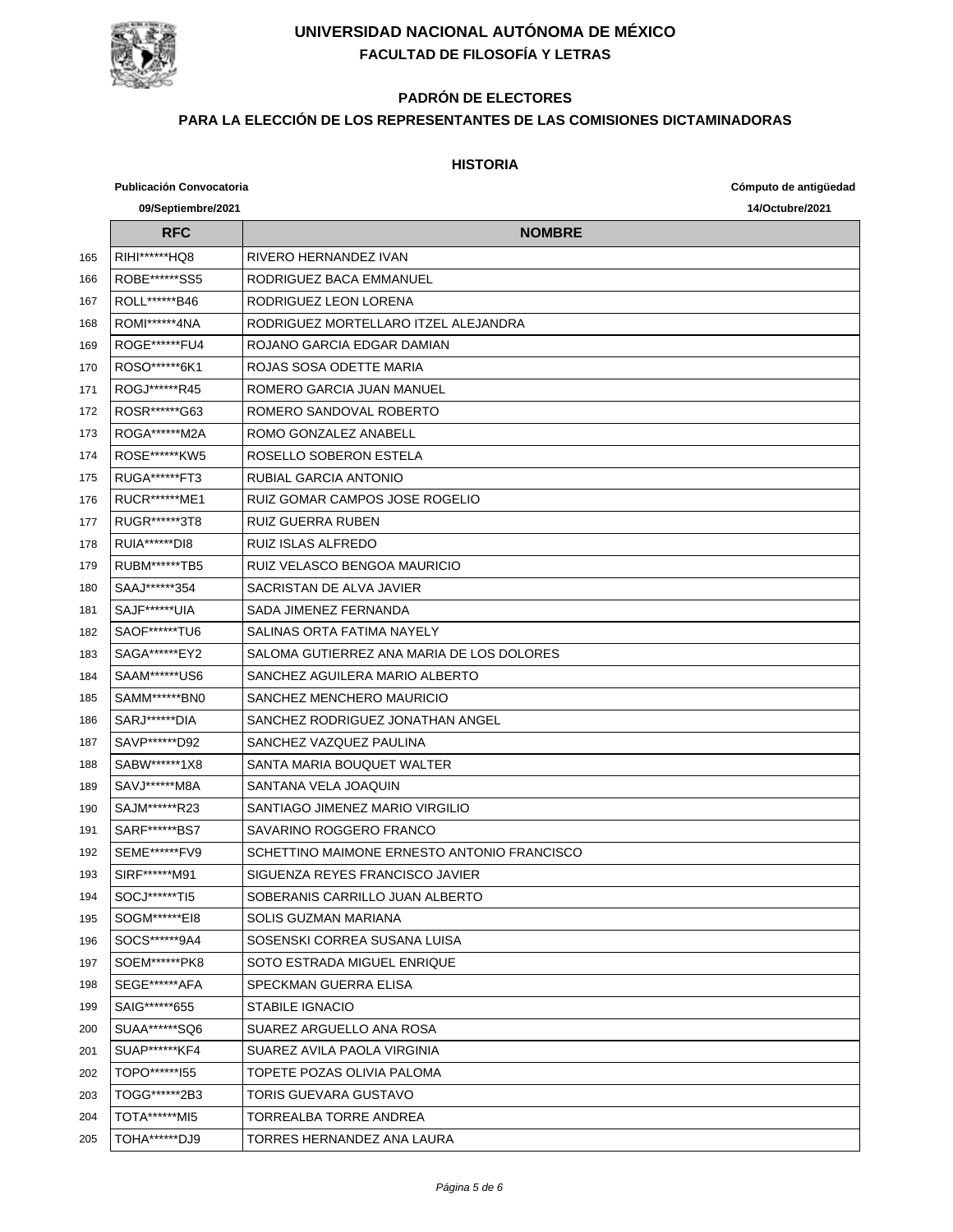# UNIVERSIDAD NACIONAL AUTÓNOMA DE MÉXICO

## FACULTAD DE FILOSOFÍA Y LETRAS

### PADRÓN DE ELECTORES

### PARA LA ELECCIÓN DE LOS REPRESENTANTES DE LAS COMISIONES DICTAMINADORAS

### HISTORIA

**Publicación Convocatoria** **09/Septiembre/2021**

**Cómputo de antigüedad** **14/Octubre/2021**

| | RFC | NOMBRE |
|---|---|---|
| 165 | RIHI******HQ8 | RIVERO HERNANDEZ IVAN |
| 166 | ROBE******SS5 | RODRIGUEZ BACA EMMANUEL |
| 167 | ROLL******B46 | RODRIGUEZ LEON LORENA |
| 168 | ROMI******4NA | RODRIGUEZ MORTELLARO ITZEL ALEJANDRA |
| 169 | ROGE******FU4 | ROJANO GARCIA EDGAR DAMIAN |
| 170 | ROSO******6K1 | ROJAS SOSA ODETTE MARIA |
| 171 | ROGJ******R45 | ROMERO GARCIA JUAN MANUEL |
| 172 | ROSR******G63 | ROMERO SANDOVAL ROBERTO |
| 173 | ROGA******M2A | ROMO GONZALEZ ANABELL |
| 174 | ROSE******KW5 | ROSELLO SOBERON ESTELA |
| 175 | RUGA******FT3 | RUBIAL GARCIA ANTONIO |
| 176 | RUCR******ME1 | RUIZ GOMAR CAMPOS JOSE ROGELIO |
| 177 | RUGR******3T8 | RUIZ GUERRA RUBEN |
| 178 | RUIA******DI8 | RUIZ ISLAS ALFREDO |
| 179 | RUBM******TB5 | RUIZ VELASCO BENGOA MAURICIO |
| 180 | SAAJ******354 | SACRISTAN DE ALVA JAVIER |
| 181 | SAJF******UIA | SADA JIMENEZ FERNANDA |
| 182 | SAOF******TU6 | SALINAS ORTA FATIMA NAYELY |
| 183 | SAGA******EY2 | SALOMA GUTIERREZ ANA MARIA DE LOS DOLORES |
| 184 | SAAM******US6 | SANCHEZ AGUILERA MARIO ALBERTO |
| 185 | SAMM******BN0 | SANCHEZ MENCHERO MAURICIO |
| 186 | SARJ******DIA | SANCHEZ RODRIGUEZ JONATHAN ANGEL |
| 187 | SAVP******D92 | SANCHEZ VAZQUEZ PAULINA |
| 188 | SABW******1X8 | SANTA MARIA BOUQUET WALTER |
| 189 | SAVJ******M8A | SANTANA VELA JOAQUIN |
| 190 | SAJM******R23 | SANTIAGO JIMENEZ MARIO VIRGILIO |
| 191 | SARF******BS7 | SAVARINO ROGGERO FRANCO |
| 192 | SEME******FV9 | SCHETTINO MAIMONE ERNESTO ANTONIO FRANCISCO |
| 193 | SIRF******M91 | SIGUENZA REYES FRANCISCO JAVIER |
| 194 | SOCJ******TI5 | SOBERANIS CARRILLO JUAN ALBERTO |
| 195 | SOGM******EI8 | SOLIS GUZMAN MARIANA |
| 196 | SOCS******9A4 | SOSENSKI CORREA SUSANA LUISA |
| 197 | SOEM******PK8 | SOTO ESTRADA MIGUEL ENRIQUE |
| 198 | SEGE******AFA | SPECKMAN GUERRA ELISA |
| 199 | SAIG******655 | STABILE IGNACIO |
| 200 | SUAA******SQ6 | SUAREZ ARGUELLO ANA ROSA |
| 201 | SUAP******KF4 | SUAREZ AVILA PAOLA VIRGINIA |
| 202 | TOPO******I55 | TOPETE POZAS OLIVIA PALOMA |
| 203 | TOGG******2B3 | TORIS GUEVARA GUSTAVO |
| 204 | TOTA******MI5 | TORREALBA TORRE ANDREA |
| 205 | TOHA******DJ9 | TORRES HERNANDEZ ANA LAURA |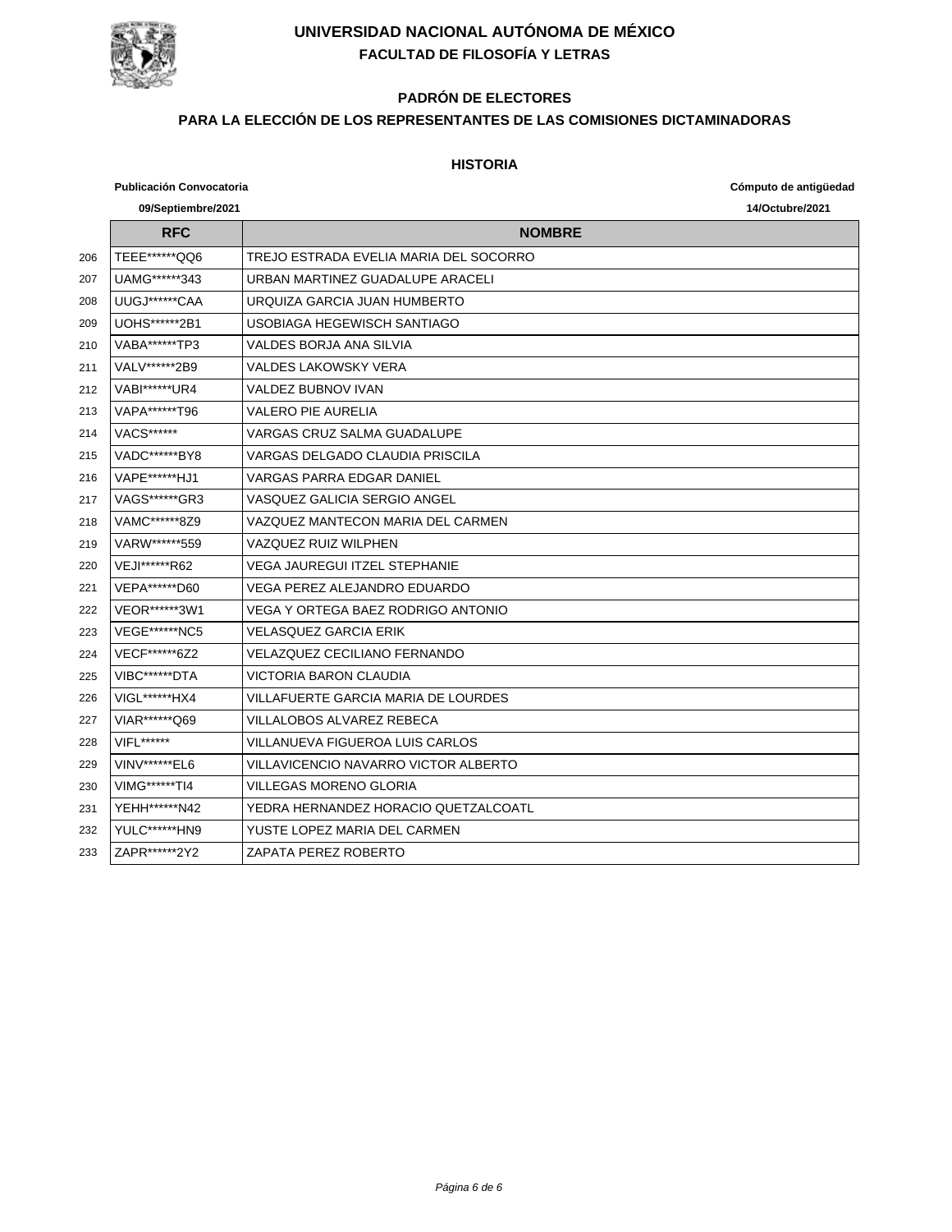# UNIVERSIDAD NACIONAL AUTÓNOMA DE MÉXICO

## FACULTAD DE FILOSOFÍA Y LETRAS

### PADRÓN DE ELECTORES

### PARA LA ELECCIÓN DE LOS REPRESENTANTES DE LAS COMISIONES DICTAMINADORAS

#### HISTORIA

**Publicación Convocatoria** **09/Septiembre/2021**

**Cómputo de antigüedad** **14/Octubre/2021**

| | RFC | NOMBRE |
|---|---|---|
| 206 | TEEE******QQ6 | TREJO ESTRADA EVELIA MARIA DEL SOCORRO |
| 207 | UAMG******343 | URBAN MARTINEZ GUADALUPE ARACELI |
| 208 | UUGJ******CAA | URQUIZA GARCIA JUAN HUMBERTO |
| 209 | UOHS******2B1 | USOBIAGA HEGEWISCH SANTIAGO |
| 210 | VABA******TP3 | VALDES BORJA ANA SILVIA |
| 211 | VALV******2B9 | VALDES LAKOWSKY VERA |
| 212 | VABI******UR4 | VALDEZ BUBNOV IVAN |
| 213 | VAPA******T96 | VALERO PIE AURELIA |
| 214 | VACS****** | VARGAS CRUZ SALMA GUADALUPE |
| 215 | VADC******BY8 | VARGAS DELGADO CLAUDIA PRISCILA |
| 216 | VAPE******HJ1 | VARGAS PARRA EDGAR DANIEL |
| 217 | VAGS******GR3 | VASQUEZ GALICIA SERGIO ANGEL |
| 218 | VAMC******8Z9 | VAZQUEZ MANTECON MARIA DEL CARMEN |
| 219 | VARW******559 | VAZQUEZ RUIZ WILPHEN |
| 220 | VEJI******R62 | VEGA JAUREGUI ITZEL STEPHANIE |
| 221 | VEPA******D60 | VEGA PEREZ ALEJANDRO EDUARDO |
| 222 | VEOR******3W1 | VEGA Y ORTEGA BAEZ RODRIGO ANTONIO |
| 223 | VEGE******NC5 | VELASQUEZ GARCIA ERIK |
| 224 | VECF******6Z2 | VELAZQUEZ CECILIANO FERNANDO |
| 225 | VIBC******DTA | VICTORIA BARON CLAUDIA |
| 226 | VIGL******HX4 | VILLAFUERTE GARCIA MARIA DE LOURDES |
| 227 | VIAR******Q69 | VILLALOBOS ALVAREZ REBECA |
| 228 | VIFL****** | VILLANUEVA FIGUEROA LUIS CARLOS |
| 229 | VINV******EL6 | VILLAVICENCIO NAVARRO VICTOR ALBERTO |
| 230 | VIMG******TI4 | VILLEGAS MORENO GLORIA |
| 231 | YEHH******N42 | YEDRA HERNANDEZ HORACIO QUETZALCOATL |
| 232 | YULC******HN9 | YUSTE LOPEZ MARIA DEL CARMEN |
| 233 | ZAPR******2Y2 | ZAPATA PEREZ ROBERTO |